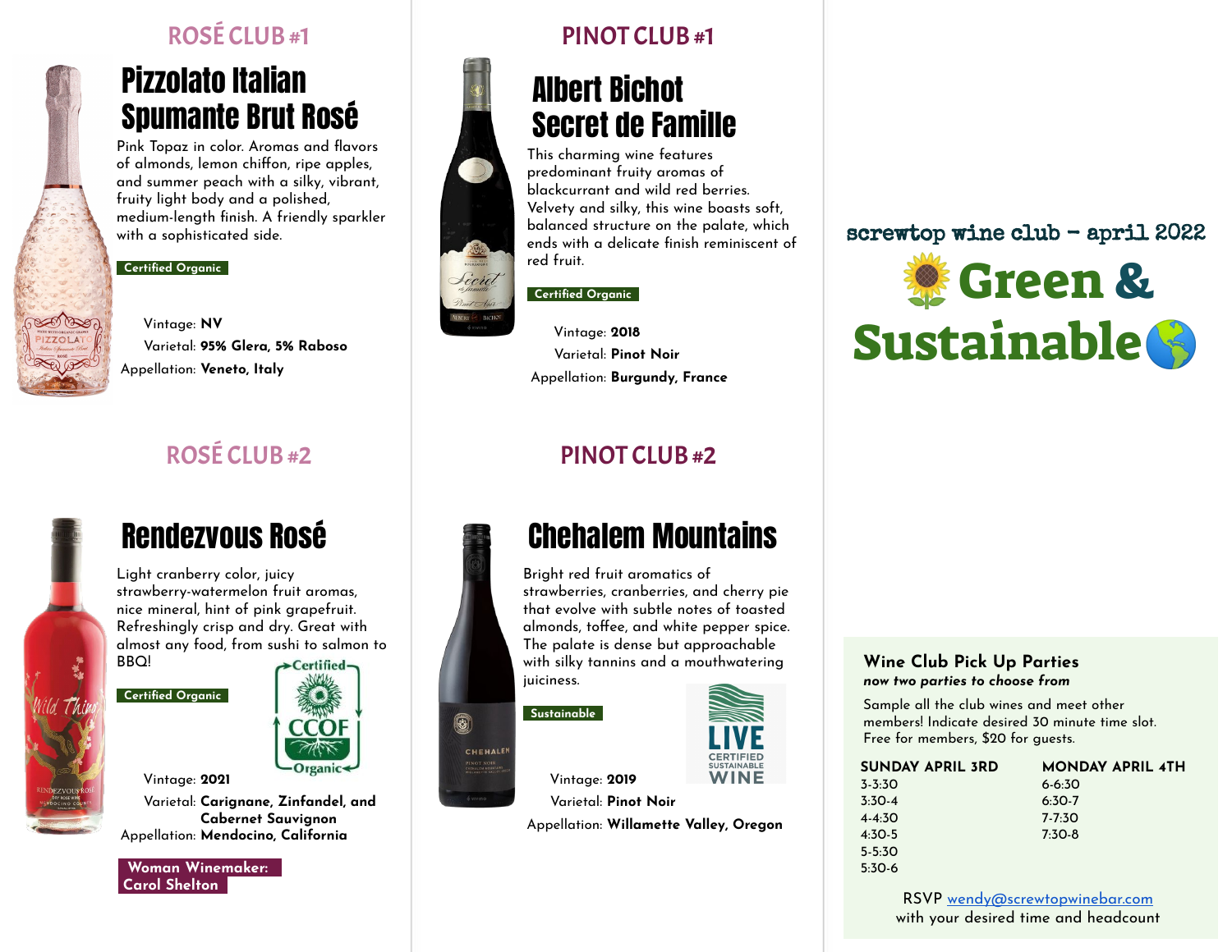## ROSÉ CLUB #1

### Pizzolato Italian Spumante Brut Rosé

Pink Topaz in color. Aromas and flavors of almonds, lemon chiffon, ripe apples, and summer peach with a silky, vibrant, fruity light body and a polished, medium-length finish. A friendly sparkler with a sophisticated side.

**Certified Organic**

Vintage: **NV**
Varietal: **95% Glera, 5% Raboso**
Appellation: **Veneto, Italy**

## ROSÉ CLUB #2

### Rendezvous Rosé

Light cranberry color, juicy strawberry-watermelon fruit aromas, nice mineral, hint of pink grapefruit. Refreshingly crisp and dry. Great with almost any food, from sushi to salmon to BBQ!

**Certified Organic**

Certified CCOF Organic

Vintage: **2021**
Varietal: **Carignane, Zinfandel, and Cabernet Sauvignon**
Appellation: **Mendocino, California**

**Woman Winemaker: Carol Shelton**

## PINOT CLUB #1

### Albert Bichot Secret de Famille

This charming wine features predominant fruity aromas of blackcurrant and wild red berries. Velvety and silky, this wine boasts soft, balanced structure on the palate, which ends with a delicate finish reminiscent of red fruit.

**Certified Organic**

Vintage: **2018**
Varietal: **Pinot Noir**
Appellation: **Burgundy, France**

## PINOT CLUB #2

### Chehalem Mountains

Bright red fruit aromatics of strawberries, cranberries, and cherry pie that evolve with subtle notes of toasted almonds, toffee, and white pepper spice. The palate is dense but approachable with silky tannins and a mouthwatering juiciness.

**Sustainable**

LIVE Certified Sustainable Wine

Vintage: **2019**
Varietal: **Pinot Noir**
Appellation: **Willamette Valley, Oregon**

screwtop wine club - april 2022

# 🌻 Green & Sustainable 🌎

### Wine Club Pick Up Parties

***now two parties to choose from***

Sample all the club wines and meet other members! Indicate desired 30 minute time slot. Free for members, $20 for guests.

| SUNDAY APRIL 3RD | MONDAY APRIL 4TH |
|---|---|
| 3-3:30 | 6-6:30 |
| 3:30-4 | 6:30-7 |
| 4-4:30 | 7-7:30 |
| 4:30-5 | 7:30-8 |
| 5-5:30 | |
| 5:30-6 | |

RSVP wendy@screwtopwinebar.com with your desired time and headcount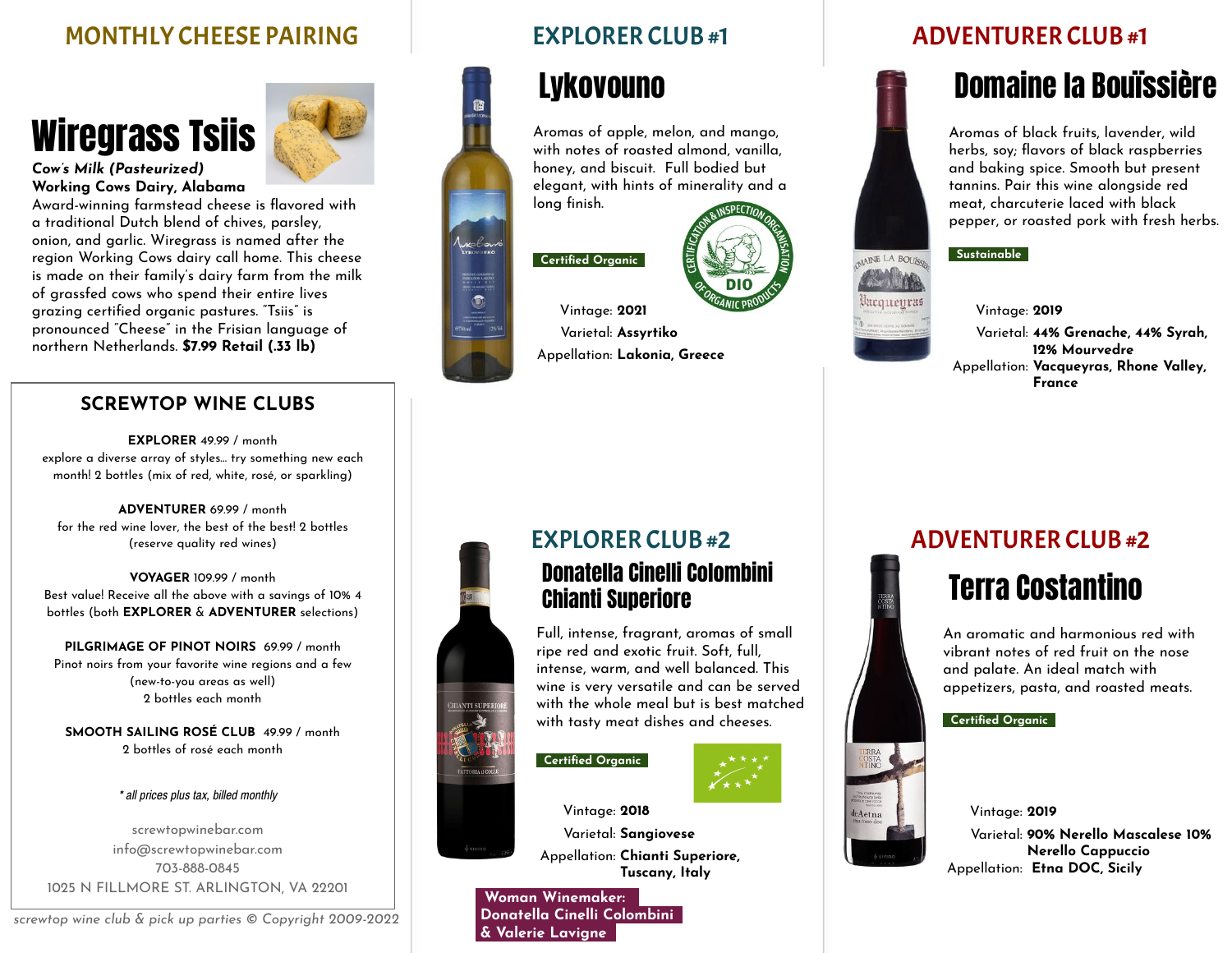## MONTHLY CHEESE PAIRING

# Wiregrass Tsiis

***Cow's Milk (Pasteurized)***
**Working Cows Dairy, Alabama**

Award-winning farmstead cheese is flavored with a traditional Dutch blend of chives, parsley, onion, and garlic. Wiregrass is named after the region Working Cows dairy call home. This cheese is made on their family's dairy farm from the milk of grassfed cows who spend their entire lives grazing certified organic pastures. "Tsiis" is pronounced "Cheese" in the Frisian language of northern Netherlands. **$7.99 Retail (.33 lb)**

## SCREWTOP WINE CLUBS

**EXPLORER** 49.99 / month
explore a diverse array of styles... try something new each month! 2 bottles (mix of red, white, rosé, or sparkling)

**ADVENTURER** 69.99 / month
for the red wine lover, the best of the best! 2 bottles (reserve quality red wines)

**VOYAGER** 109.99 / month
Best value! Receive all the above with a savings of 10% 4 bottles (both **EXPLORER** & **ADVENTURER** selections)

**PILGRIMAGE OF PINOT NOIRS** 69.99 / month
Pinot noirs from your favorite wine regions and a few (new-to-you areas as well)
2 bottles each month

**SMOOTH SAILING ROSÉ CLUB** 49.99 / month
2 bottles of rosé each month

*\* all prices plus tax, billed monthly*

screwtopwinebar.com
info@screwtopwinebar.com
703-888-0845
1025 N FILLMORE ST. ARLINGTON, VA 22201

*screwtop wine club & pick up parties © Copyright 2009-2022*

## EXPLORER CLUB #1

# Lykovouno

Aromas of apple, melon, and mango, with notes of roasted almond, vanilla, honey, and biscuit. Full bodied but elegant, with hints of minerality and a long finish.

**Certified Organic**

CERTIFICATION & INSPECTION ORGANISATION OF ORGANIC PRODUCTS DIO

Vintage: **2021**
Varietal: **Assyrtiko**
Appellation: **Lakonia, Greece**

## ADVENTURER CLUB #1

# Domaine la Bouïssière

Aromas of black fruits, lavender, wild herbs, soy; flavors of black raspberries and baking spice. Smooth but present tannins. Pair this wine alongside red meat, charcuterie laced with black pepper, or roasted pork with fresh herbs.

**Sustainable**

Vintage: **2019**
Varietal: **44% Grenache, 44% Syrah, 12% Mourvedre**
Appellation: **Vacqueyras, Rhone Valley, France**

## EXPLORER CLUB #2

# Donatella Cinelli Colombini Chianti Superiore

Full, intense, fragrant, aromas of small ripe red and exotic fruit. Soft, full, intense, warm, and well balanced. This wine is very versatile and can be served with the whole meal but is best matched with tasty meat dishes and cheeses.

**Certified Organic**

Vintage: **2018**
Varietal: **Sangiovese**
Appellation: **Chianti Superiore, Tuscany, Italy**

**Woman Winemaker: Donatella Cinelli Colombini & Valerie Lavigne**

## ADVENTURER CLUB #2

# Terra Costantino

An aromatic and harmonious red with vibrant notes of red fruit on the nose and palate. An ideal match with appetizers, pasta, and roasted meats.

**Certified Organic**

Vintage: **2019**
Varietal: **90% Nerello Mascalese 10% Nerello Cappuccio**
Appellation: **Etna DOC, Sicily**